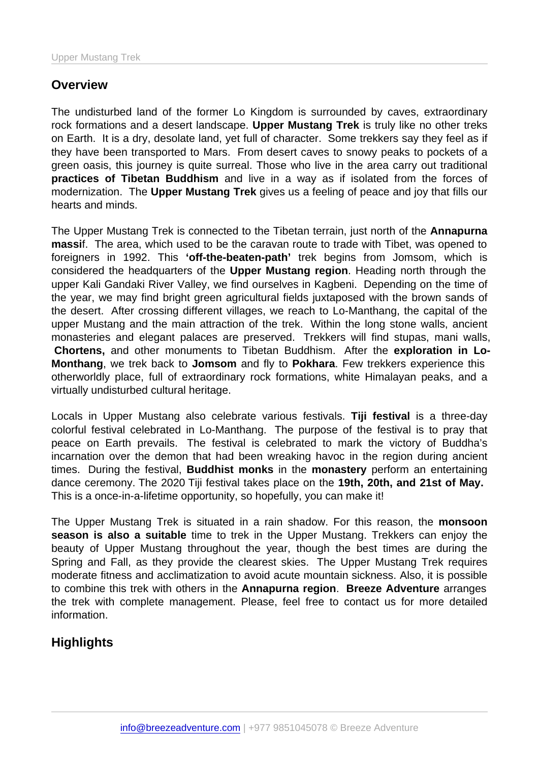## Overview

The undisturbed land of the former Lo Kingdom is surrounded by caves, extraordinary rock formations and a desert landscape. **Upper Mustang Trek** is truly like no other treks on Earth. It is a dry, desolate land, yet full of character. Some trekkers say they feel as if they have been transported to Mars. From desert caves to snowy peaks to pockets of a green oasis, this journey is quite surreal. Those who live in the area carry out traditional **practices of Tibetan Buddhism** and live in a way as if isolated from the forces of modernization. The **Upper Mustang Trek** gives us a feeling of peace and joy that fills our hearts and minds.

The Upper Mustang Trek is connected to the Tibetan terrain, just north of the **Annapurna massi**f. The area, which used to be the caravan route to trade with Tibet, was opened to foreigners in 1992. This **'off-the-beaten-path'** trek begins from Jomsom, which is considered the headquarters of the **Upper Mustang region**. Heading north through the upper Kali Gandaki River Valley, we find ourselves in Kagbeni. Depending on the time of the year, we may find bright green agricultural fields juxtaposed with the brown sands of the desert. After crossing different villages, we reach to Lo-Manthang, the capital of the upper Mustang and the main attraction of the trek. Within the long stone walls, ancient monasteries and elegant palaces are preserved. Trekkers will find stupas, mani walls, **Chortens,** and other monuments to Tibetan Buddhism. After the **exploration in Lo-Monthang**, we trek back to **Jomsom** and fly to **Pokhara**. Few trekkers experience this otherworldly place, full of extraordinary rock formations, white Himalayan peaks, and a virtually undisturbed cultural heritage.

Locals in Upper Mustang also celebrate various festivals. **Tiji festival** is a three-day colorful festival celebrated in Lo-Manthang. The purpose of the festival is to pray that peace on Earth prevails. The festival is celebrated to mark the victory of Buddha's incarnation over the demon that had been wreaking havoc in the region during ancient times. During the festival, **Buddhist monks** in the **monastery** perform an entertaining dance ceremony. The 2020 Tiji festival takes place on the **19th, 20th, and 21st of May.** This is a once-in-a-lifetime opportunity, so hopefully, you can make it!

The Upper Mustang Trek is situated in a rain shadow. For this reason, the **monsoon season is also a suitable** time to trek in the Upper Mustang. Trekkers can enjoy the beauty of Upper Mustang throughout the year, though the best times are during the Spring and Fall, as they provide the clearest skies. The Upper Mustang Trek requires moderate fitness and acclimatization to avoid acute mountain sickness. Also, it is possible to combine this trek with others in the **Annapurna region**. **Breeze Adventure** arranges the trek with complete management. Please, feel free to contact us for more detailed information.

## Highlights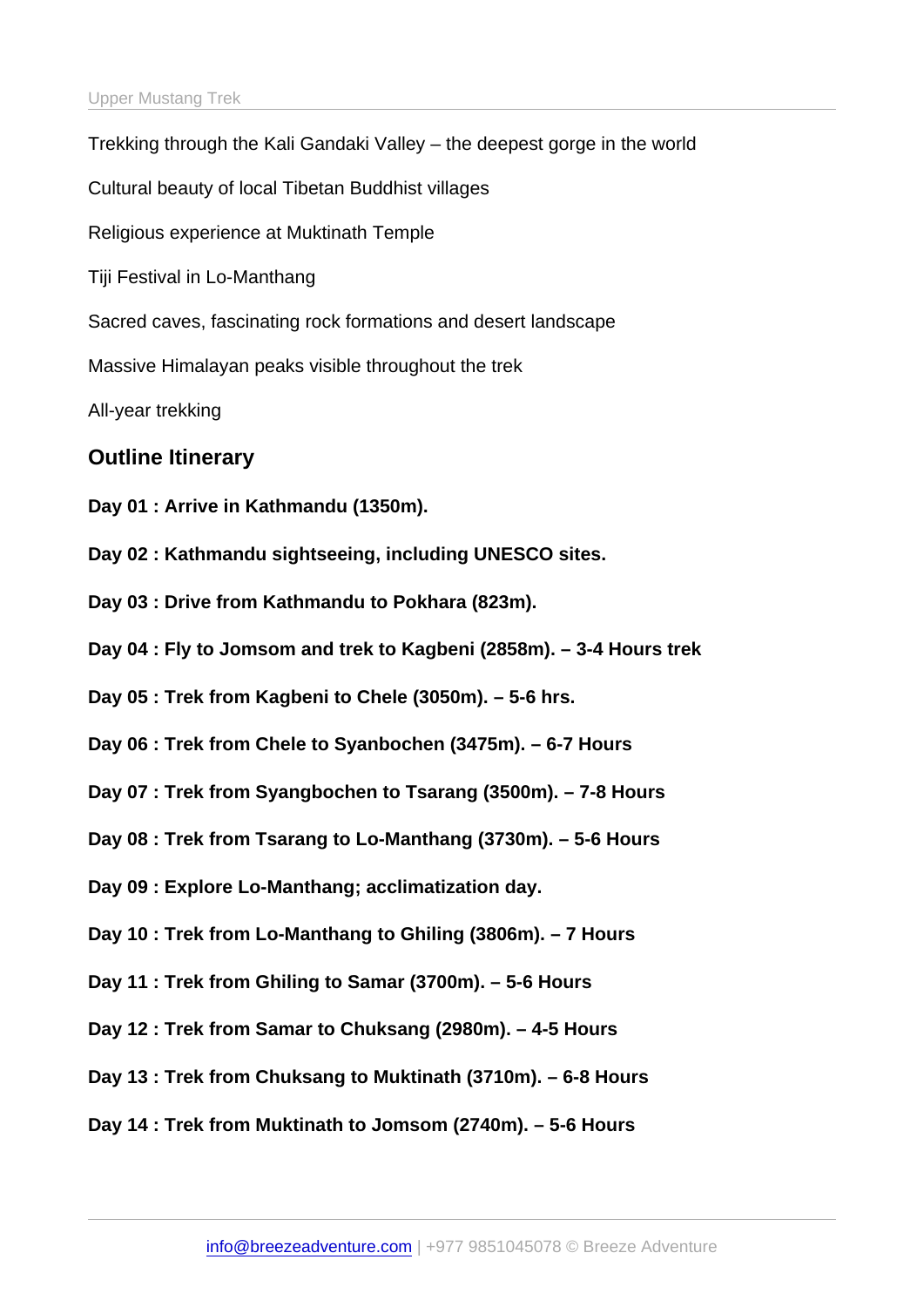Trekking through the Kali Gandaki Valley – the deepest gorge in the world

Cultural beauty of local Tibetan Buddhist villages

Religious experience at Muktinath Temple

Tiji Festival in Lo-Manthang

Sacred caves, fascinating rock formations and desert landscape

Massive Himalayan peaks visible throughout the trek

All-year trekking

## Outline Itinerary

**Day 01 : Arrive in Kathmandu (1350m).**

**Day 02 : Kathmandu sightseeing, including UNESCO sites.**

**Day 03 : Drive from Kathmandu to Pokhara (823m).**

**Day 04 : Fly to Jomsom and trek to Kagbeni (2858m). – 3-4 Hours trek**

**Day 05 : Trek from Kagbeni to Chele (3050m). – 5-6 hrs.**

**Day 06 : Trek from Chele to Syanbochen (3475m). – 6-7 Hours**

**Day 07 : Trek from Syangbochen to Tsarang (3500m). – 7-8 Hours**

**Day 08 : Trek from Tsarang to Lo-Manthang (3730m). – 5-6 Hours**

**Day 09 : Explore Lo-Manthang; acclimatization day.**

**Day 10 : Trek from Lo-Manthang to Ghiling (3806m). – 7 Hours**

**Day 11 : Trek from Ghiling to Samar (3700m). – 5-6 Hours**

**Day 12 : Trek from Samar to Chuksang (2980m). – 4-5 Hours**

**Day 13 : Trek from Chuksang to Muktinath (3710m). – 6-8 Hours**

**Day 14 : Trek from Muktinath to Jomsom (2740m). – 5-6 Hours**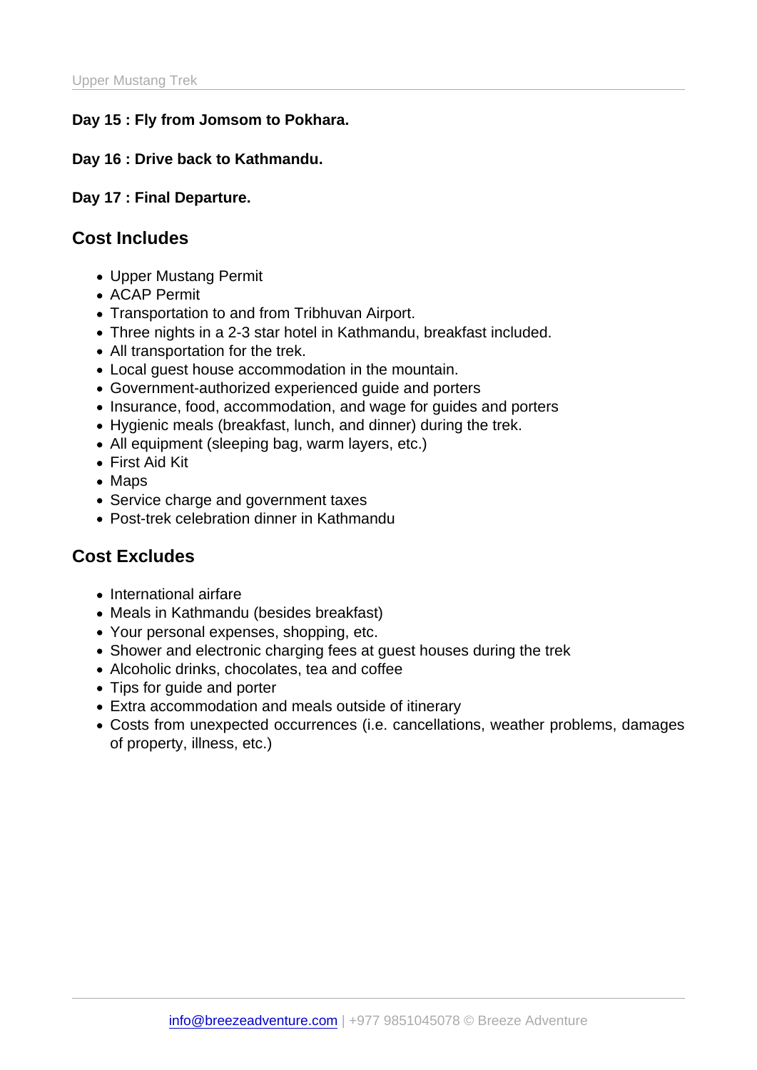**Day 15 : Fly from Jomsom to Pokhara.**

**Day 16 : Drive back to Kathmandu.**

**Day 17 : Final Departure.**

## Cost Includes

- Upper Mustang Permit
- ACAP Permit
- Transportation to and from Tribhuvan Airport.
- Three nights in a 2-3 star hotel in Kathmandu, breakfast included.
- All transportation for the trek.
- Local guest house accommodation in the mountain.
- Government-authorized experienced guide and porters
- Insurance, food, accommodation, and wage for guides and porters
- Hygienic meals (breakfast, lunch, and dinner) during the trek.
- All equipment (sleeping bag, warm layers, etc.)
- First Aid Kit
- Maps
- Service charge and government taxes
- Post-trek celebration dinner in Kathmandu

## Cost Excludes

- International airfare
- Meals in Kathmandu (besides breakfast)
- Your personal expenses, shopping, etc.
- Shower and electronic charging fees at guest houses during the trek
- Alcoholic drinks, chocolates, tea and coffee
- Tips for guide and porter
- Extra accommodation and meals outside of itinerary
- Costs from unexpected occurrences (i.e. cancellations, weather problems, damages of property, illness, etc.)